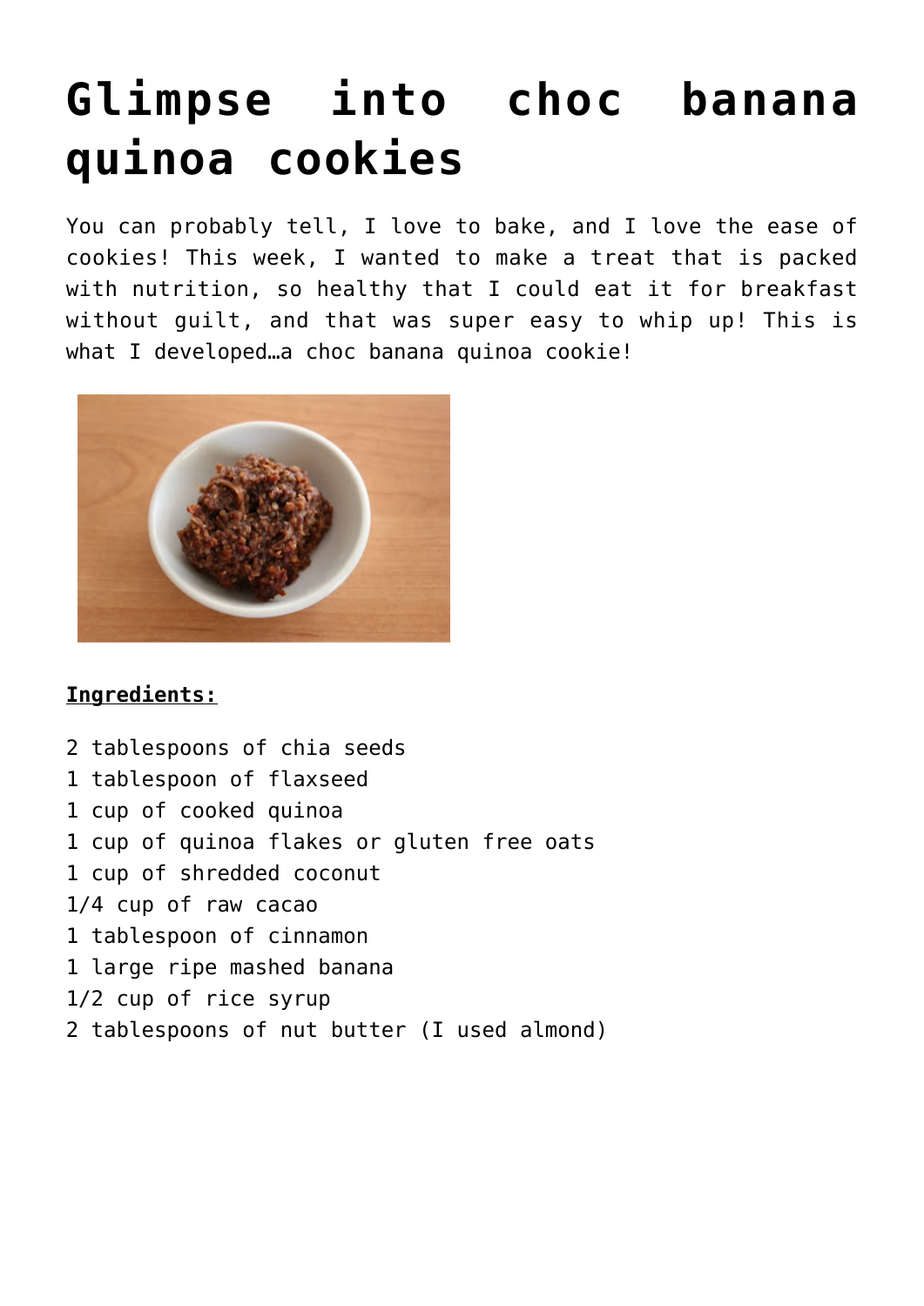# Glimpse into choc banana quinoa cookies

You can probably tell, I love to bake, and I love the ease of cookies! This week, I wanted to make a treat that is packed with nutrition, so healthy that I could eat it for breakfast without guilt, and that was super easy to whip up! This is what I developed…a choc banana quinoa cookie!

**Ingredients:**

2 tablespoons of chia seeds
1 tablespoon of flaxseed
1 cup of cooked quinoa
1 cup of quinoa flakes or gluten free oats
1 cup of shredded coconut
1/4 cup of raw cacao
1 tablespoon of cinnamon
1 large ripe mashed banana
1/2 cup of rice syrup
2 tablespoons of nut butter (I used almond)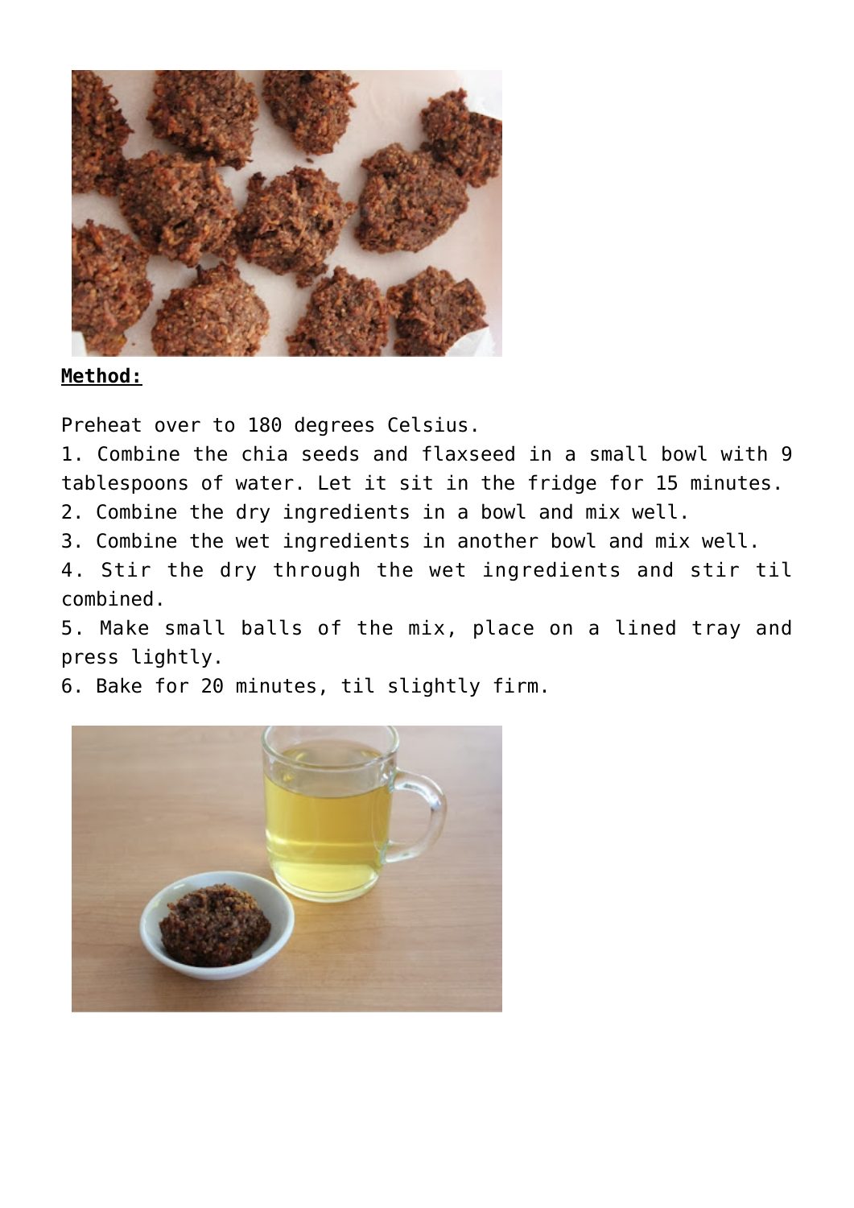**Method:**

Preheat over to 180 degrees Celsius.

1. Combine the chia seeds and flaxseed in a small bowl with 9 tablespoons of water. Let it sit in the fridge for 15 minutes.
2. Combine the dry ingredients in a bowl and mix well.
3. Combine the wet ingredients in another bowl and mix well.
4. Stir the dry through the wet ingredients and stir til combined.
5. Make small balls of the mix, place on a lined tray and press lightly.
6. Bake for 20 minutes, til slightly firm.